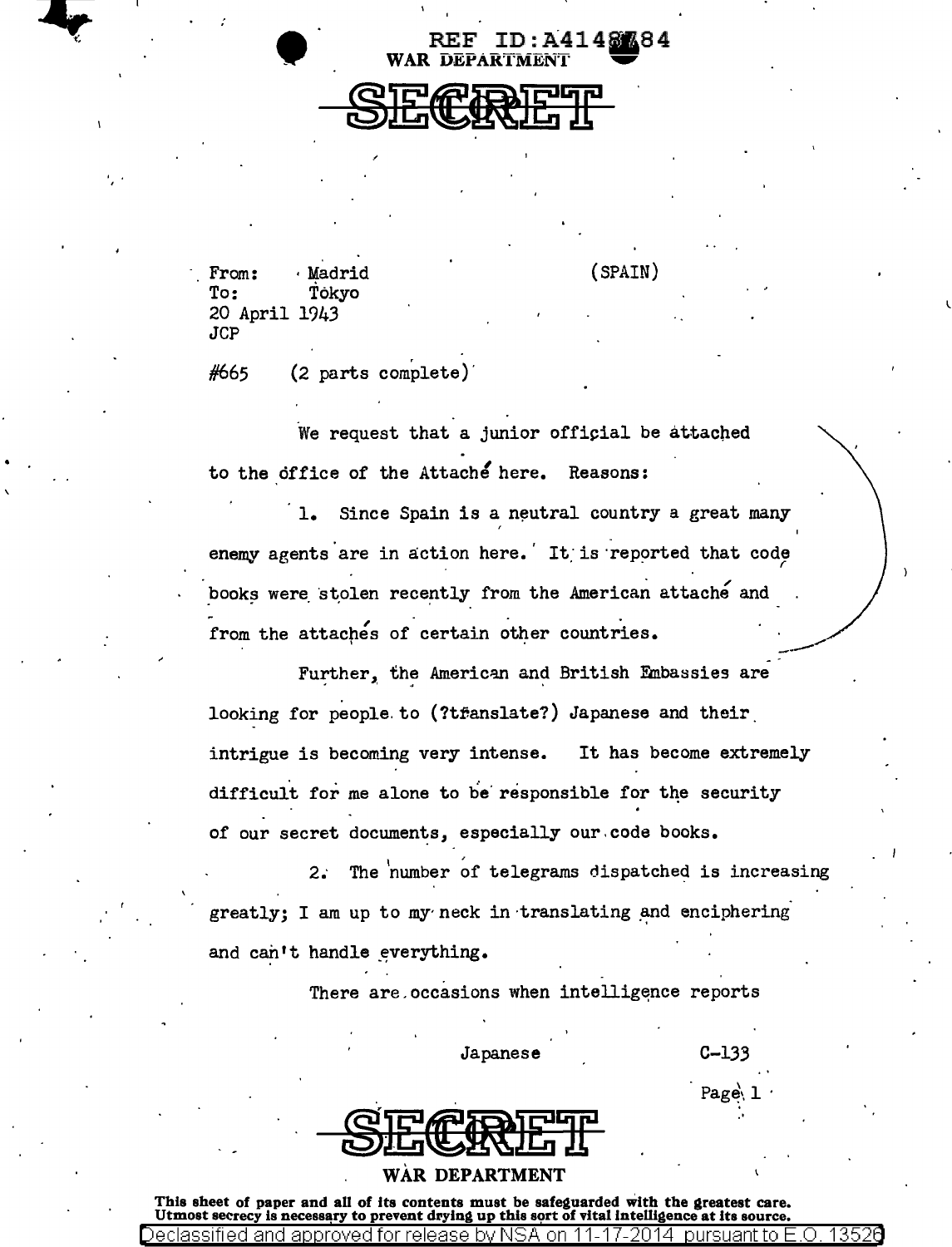REF ID:A4148784
WAR DEPARTMENT

SECRET

From: Madrid (SPAIN)
To: Tokyo
20 April 1943
JCP

#665 (2 parts complete)

We request that a junior official be attached to the office of the Attaché here. Reasons:

1. Since Spain is a neutral country a great many enemy agents are in action here. It is reported that code books were stolen recently from the American attaché and from the attachés of certain other countries.

Further, the American and British Embassies are looking for people to (?translate?) Japanese and their intrigue is becoming very intense. It has become extremely difficult for me alone to be responsible for the security of our secret documents, especially our code books.

2. The number of telegrams dispatched is increasing greatly; I am up to my neck in translating and enciphering and can't handle everything.

There are occasions when intelligence reports

Japanese C-133

Page 1

SECRET

WAR DEPARTMENT

**This sheet of paper and all of its contents must be safeguarded with the greatest care. Utmost secrecy is necessary to prevent drying up this sort of vital intelligence at its source.**

Declassified and approved for release by NSA on 11-17-2014 pursuant to E.O. 13526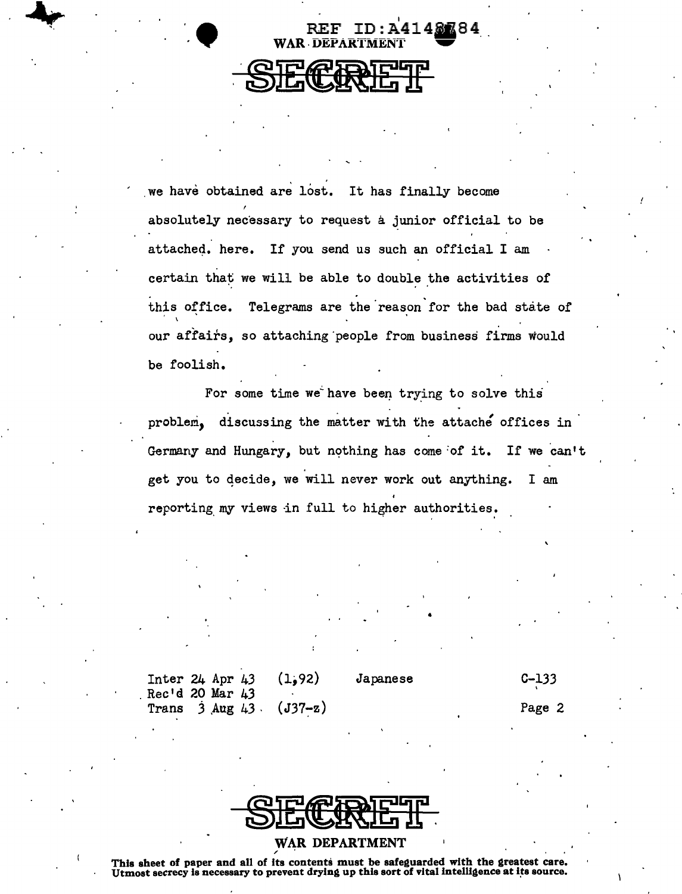REF ID:A4148784

WAR DEPARTMENT

SECRET

we have obtained are lost. It has finally become absolutely necessary to request a junior official to be attached. here. If you send us such an official I am certain that we will be able to double the activities of this office. Telegrams are the reason for the bad state of our affairs, so attaching people from business firms would be foolish.

For some time we have been trying to solve this problem, discussing the matter with the attaché offices in Germany and Hungary, but nothing has come of it. If we can't get you to decide, we will never work out anything. I am reporting my views in full to higher authorities.

Inter 24 Apr 43 (1,92) Japanese C-133
Rec'd 20 Mar 43
Trans 3 Aug 43 (J37-z) Page 2

SECRET

WAR DEPARTMENT

This sheet of paper and all of its contents must be safeguarded with the greatest care. Utmost secrecy is necessary to prevent drying up this sort of vital intelligence at its source.